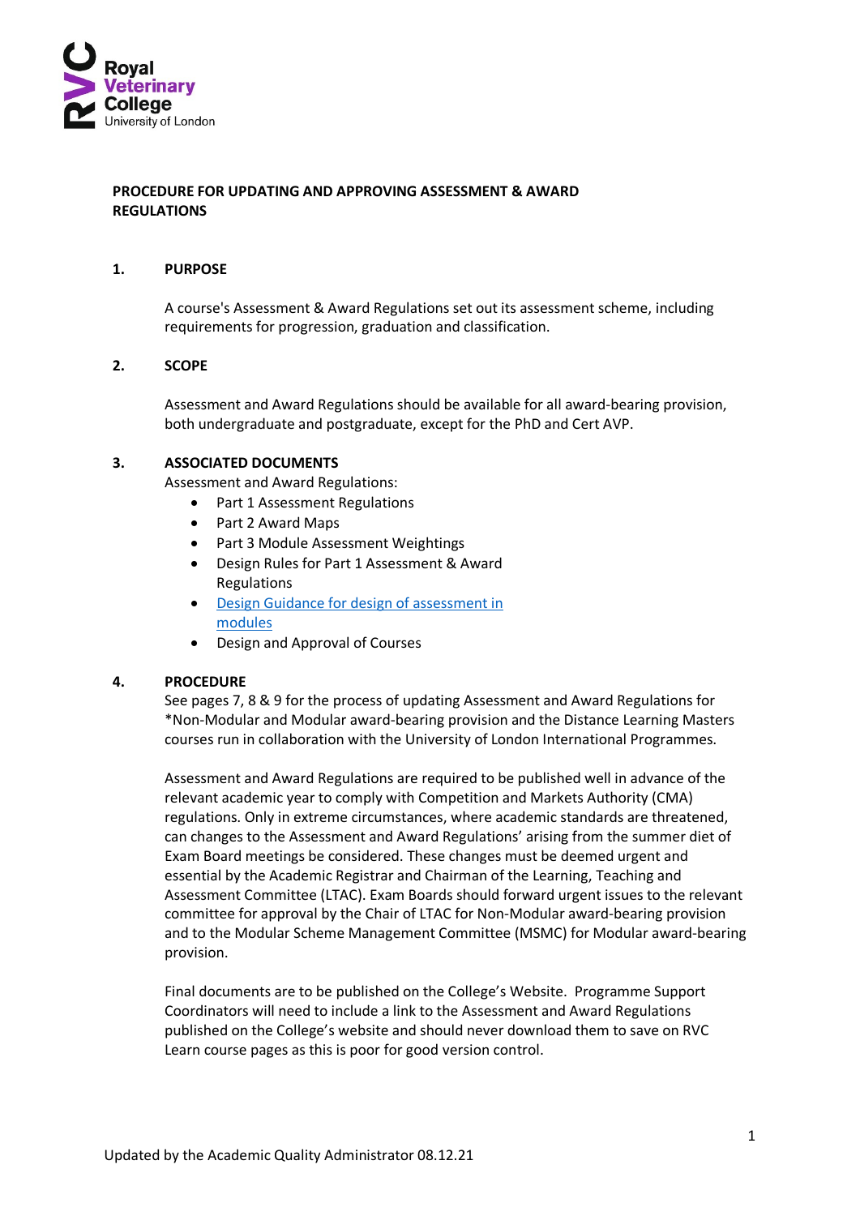Royal Veterinary College
University of London

# PROCEDURE FOR UPDATING AND APPROVING ASSESSMENT & AWARD REGULATIONS

## 1. PURPOSE

A course's Assessment & Award Regulations set out its assessment scheme, including requirements for progression, graduation and classification.

## 2. SCOPE

Assessment and Award Regulations should be available for all award-bearing provision, both undergraduate and postgraduate, except for the PhD and Cert AVP.

## 3. ASSOCIATED DOCUMENTS

Assessment and Award Regulations:

- Part 1 Assessment Regulations
- Part 2 Award Maps
- Part 3 Module Assessment Weightings
- Design Rules for Part 1 Assessment & Award Regulations
- [Design Guidance for design of assessment in modules]()
- Design and Approval of Courses

## 4. PROCEDURE

See pages 7, 8 & 9 for the process of updating Assessment and Award Regulations for *Non-Modular and Modular award-bearing provision and the Distance Learning Masters courses run in collaboration with the University of London International Programmes.

Assessment and Award Regulations are required to be published well in advance of the relevant academic year to comply with Competition and Markets Authority (CMA) regulations. Only in extreme circumstances, where academic standards are threatened, can changes to the Assessment and Award Regulations' arising from the summer diet of Exam Board meetings be considered. These changes must be deemed urgent and essential by the Academic Registrar and Chairman of the Learning, Teaching and Assessment Committee (LTAC). Exam Boards should forward urgent issues to the relevant committee for approval by the Chair of LTAC for Non-Modular award-bearing provision and to the Modular Scheme Management Committee (MSMC) for Modular award-bearing provision.

Final documents are to be published on the College's Website. Programme Support Coordinators will need to include a link to the Assessment and Award Regulations published on the College's website and should never download them to save on RVC Learn course pages as this is poor for good version control.

Updated by the Academic Quality Administrator 08.12.21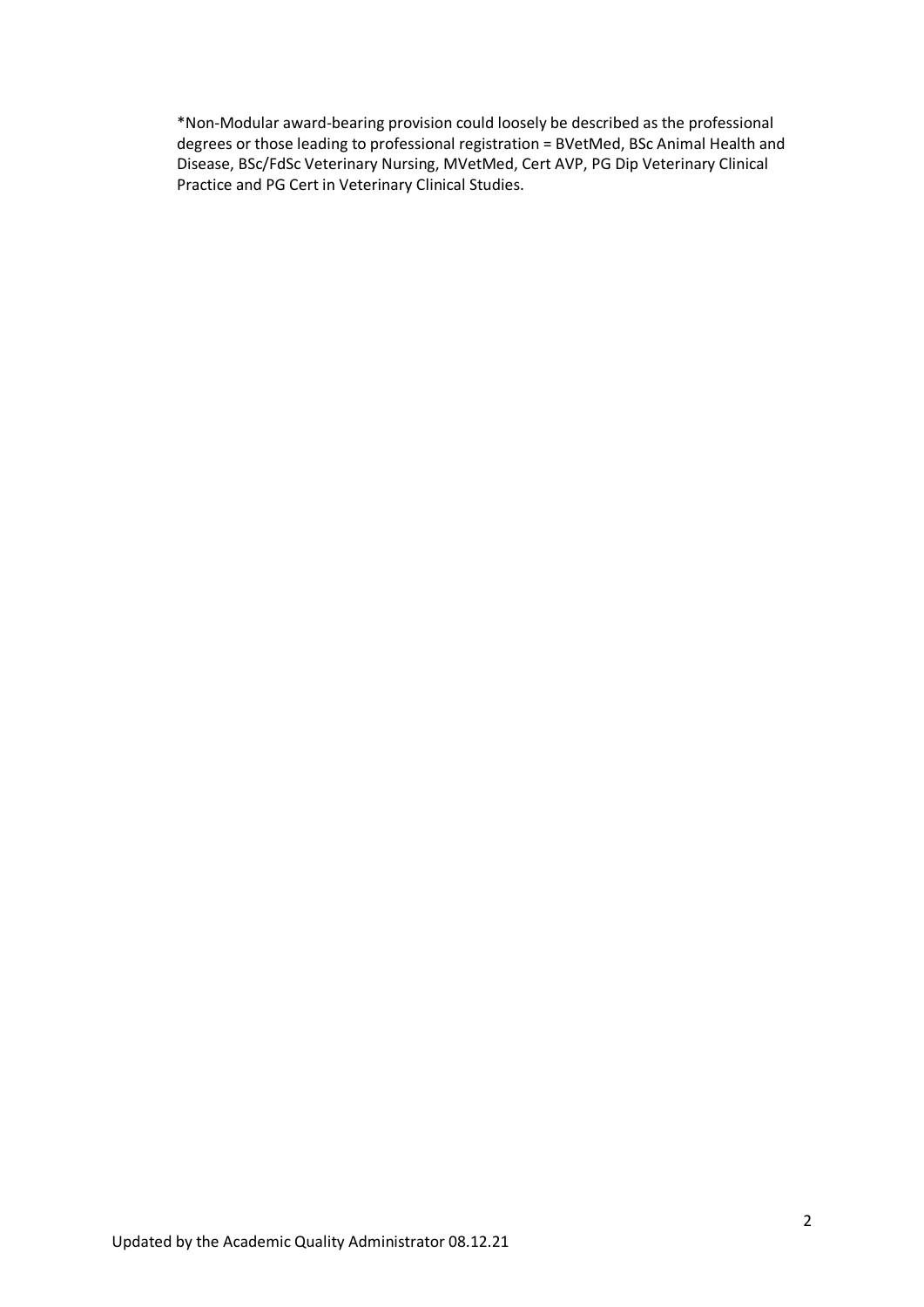*Non-Modular award-bearing provision could loosely be described as the professional degrees or those leading to professional registration = BVetMed, BSc Animal Health and Disease, BSc/FdSc Veterinary Nursing, MVetMed, Cert AVP, PG Dip Veterinary Clinical Practice and PG Cert in Veterinary Clinical Studies.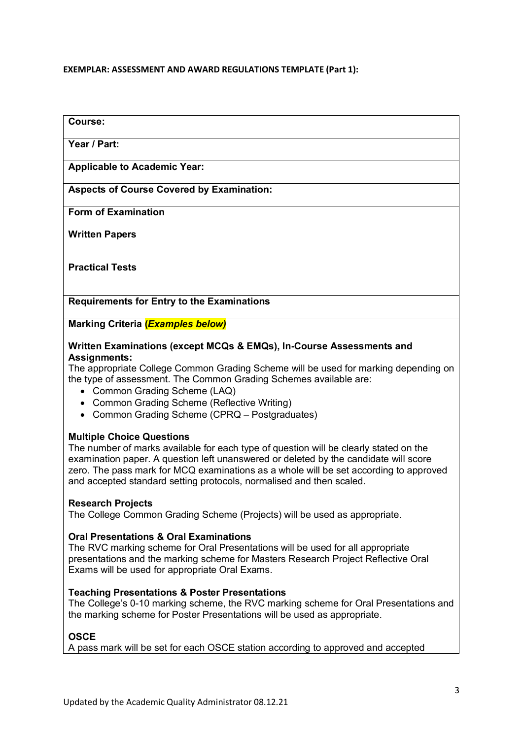**EXEMPLAR: ASSESSMENT AND AWARD REGULATIONS TEMPLATE (Part 1):**

**Course:**

**Year / Part:**

**Applicable to Academic Year:**

**Aspects of Course Covered by Examination:**

**Form of Examination**

**Written Papers**

**Practical Tests**

**Requirements for Entry to the Examinations**

**Marking Criteria (*Examples below)***

**Written Examinations (except MCQs & EMQs), In-Course Assessments and Assignments:**

The appropriate College Common Grading Scheme will be used for marking depending on the type of assessment. The Common Grading Schemes available are:

- Common Grading Scheme (LAQ)
- Common Grading Scheme (Reflective Writing)
- Common Grading Scheme (CPRQ – Postgraduates)

**Multiple Choice Questions**

The number of marks available for each type of question will be clearly stated on the examination paper. A question left unanswered or deleted by the candidate will score zero. The pass mark for MCQ examinations as a whole will be set according to approved and accepted standard setting protocols, normalised and then scaled.

**Research Projects**

The College Common Grading Scheme (Projects) will be used as appropriate.

**Oral Presentations & Oral Examinations**

The RVC marking scheme for Oral Presentations will be used for all appropriate presentations and the marking scheme for Masters Research Project Reflective Oral Exams will be used for appropriate Oral Exams.

**Teaching Presentations & Poster Presentations**

The College's 0-10 marking scheme, the RVC marking scheme for Oral Presentations and the marking scheme for Poster Presentations will be used as appropriate.

**OSCE**

A pass mark will be set for each OSCE station according to approved and accepted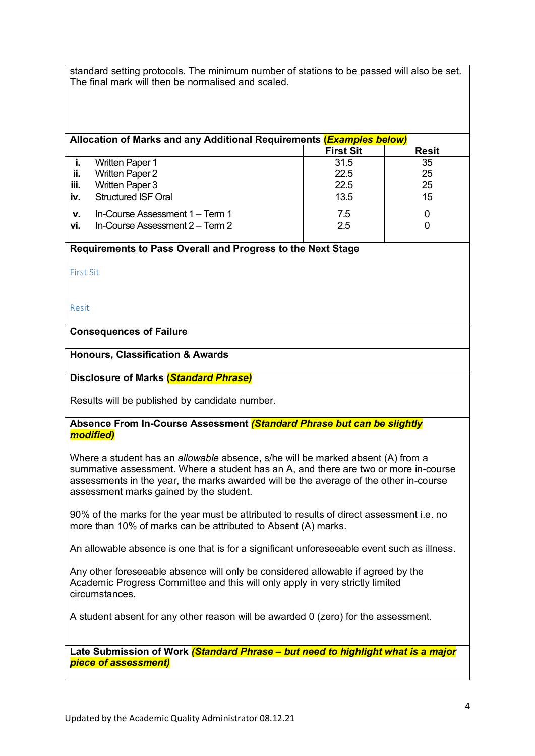standard setting protocols. The minimum number of stations to be passed will also be set. The final mark will then be normalised and scaled.

**Allocation of Marks and any Additional Requirements** ***(Examples below)***

| | | First Sit | Resit |
|---|---|---|---|
| i. | Written Paper 1 | 31.5 | 35 |
| ii. | Written Paper 2 | 22.5 | 25 |
| iii. | Written Paper 3 | 22.5 | 25 |
| iv. | Structured ISF Oral | 13.5 | 15 |
| v. | In-Course Assessment 1 – Term 1 | 7.5 | 0 |
| vi. | In-Course Assessment 2 – Term 2 | 2.5 | 0 |

**Requirements to Pass Overall and Progress to the Next Stage**

First Sit

Resit

**Consequences of Failure**

**Honours, Classification & Awards**

**Disclosure of Marks** ***(Standard Phrase)***

Results will be published by candidate number.

**Absence From In-Course Assessment** ***(Standard Phrase but can be slightly modified)***

Where a student has an *allowable* absence, s/he will be marked absent (A) from a summative assessment. Where a student has an A, and there are two or more in-course assessments in the year, the marks awarded will be the average of the other in-course assessment marks gained by the student.

90% of the marks for the year must be attributed to results of direct assessment i.e. no more than 10% of marks can be attributed to Absent (A) marks.

An allowable absence is one that is for a significant unforeseeable event such as illness.

Any other foreseeable absence will only be considered allowable if agreed by the Academic Progress Committee and this will only apply in very strictly limited circumstances.

A student absent for any other reason will be awarded 0 (zero) for the assessment.

**Late Submission of Work** ***(Standard Phrase – but need to highlight what is a major piece of assessment)***

Updated by the Academic Quality Administrator 08.12.21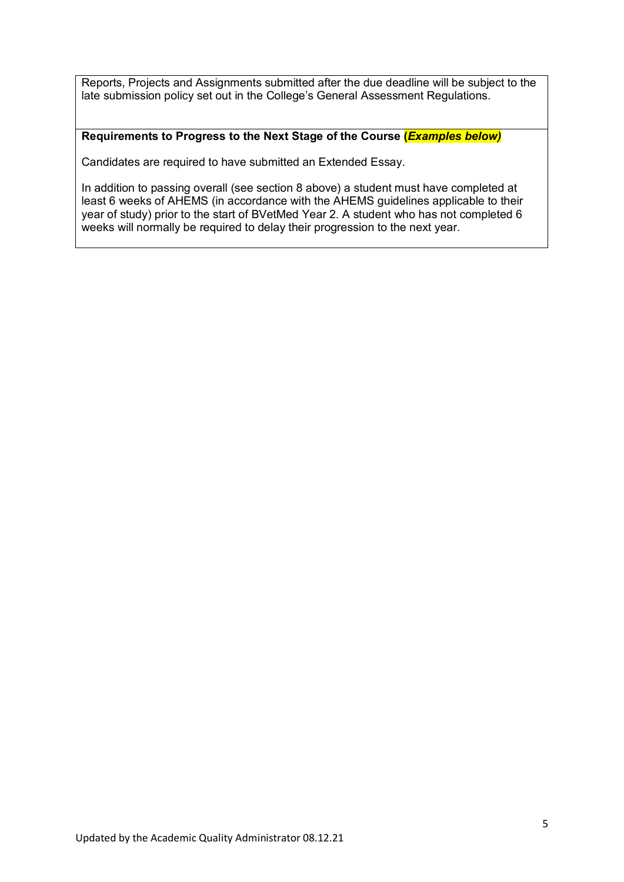Reports, Projects and Assignments submitted after the due deadline will be subject to the late submission policy set out in the College's General Assessment Regulations.

**Requirements to Progress to the Next Stage of the Course (*Examples below)***

Candidates are required to have submitted an Extended Essay.

In addition to passing overall (see section 8 above) a student must have completed at least 6 weeks of AHEMS (in accordance with the AHEMS guidelines applicable to their year of study) prior to the start of BVetMed Year 2. A student who has not completed 6 weeks will normally be required to delay their progression to the next year.

Updated by the Academic Quality Administrator 08.12.21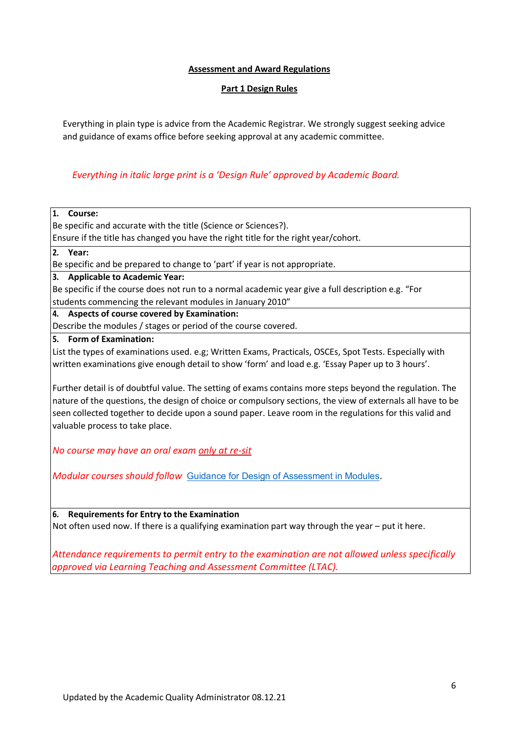**Assessment and Award Regulations**

**Part 1 Design Rules**

Everything in plain type is advice from the Academic Registrar. We strongly suggest seeking advice and guidance of exams office before seeking approval at any academic committee.

*Everything in italic large print is a 'Design Rule' approved by Academic Board.*

**1. Course:**

Be specific and accurate with the title (Science or Sciences?).
Ensure if the title has changed you have the right title for the right year/cohort.

**2. Year:**

Be specific and be prepared to change to 'part' if year is not appropriate.

**3. Applicable to Academic Year:**

Be specific if the course does not run to a normal academic year give a full description e.g. "For students commencing the relevant modules in January 2010"

**4. Aspects of course covered by Examination:**

Describe the modules / stages or period of the course covered.

**5. Form of Examination:**

List the types of examinations used. e.g; Written Exams, Practicals, OSCEs, Spot Tests. Especially with written examinations give enough detail to show 'form' and load e.g. 'Essay Paper up to 3 hours'.

Further detail is of doubtful value. The setting of exams contains more steps beyond the regulation. The nature of the questions, the design of choice or compulsory sections, the view of externals all have to be seen collected together to decide upon a sound paper. Leave room in the regulations for this valid and valuable process to take place.

*No course may have an oral exam <u>only at re-sit</u>*

*Modular courses should follow* Guidance for Design of Assessment in Modules.

**6. Requirements for Entry to the Examination**

Not often used now. If there is a qualifying examination part way through the year – put it here.

*Attendance requirements to permit entry to the examination are not allowed unless specifically approved via Learning Teaching and Assessment Committee (LTAC).*

Updated by the Academic Quality Administrator 08.12.21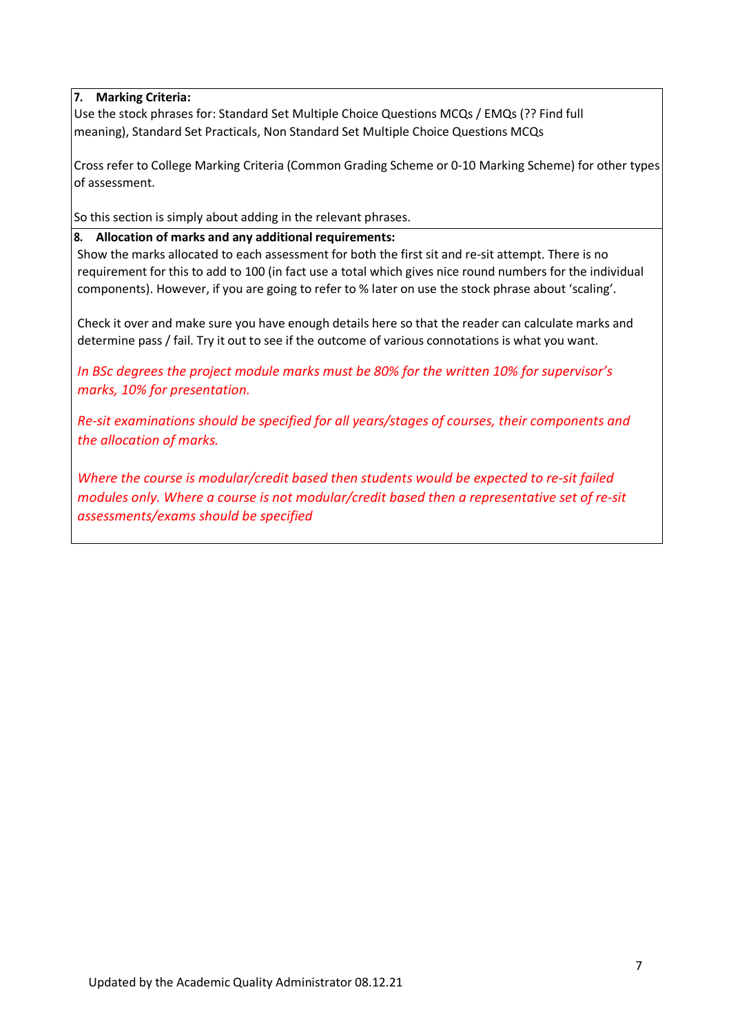**7. Marking Criteria:**

Use the stock phrases for: Standard Set Multiple Choice Questions MCQs / EMQs (?? Find full meaning), Standard Set Practicals, Non Standard Set Multiple Choice Questions MCQs

Cross refer to College Marking Criteria (Common Grading Scheme or 0-10 Marking Scheme) for other types of assessment.

So this section is simply about adding in the relevant phrases.

**8. Allocation of marks and any additional requirements:**

Show the marks allocated to each assessment for both the first sit and re-sit attempt. There is no requirement for this to add to 100 (in fact use a total which gives nice round numbers for the individual components). However, if you are going to refer to % later on use the stock phrase about 'scaling'.

Check it over and make sure you have enough details here so that the reader can calculate marks and determine pass / fail. Try it out to see if the outcome of various connotations is what you want.

*In BSc degrees the project module marks must be 80% for the written 10% for supervisor's marks, 10% for presentation.*

*Re-sit examinations should be specified for all years/stages of courses, their components and the allocation of marks.*

*Where the course is modular/credit based then students would be expected to re-sit failed modules only. Where a course is not modular/credit based then a representative set of re-sit assessments/exams should be specified*

Updated by the Academic Quality Administrator 08.12.21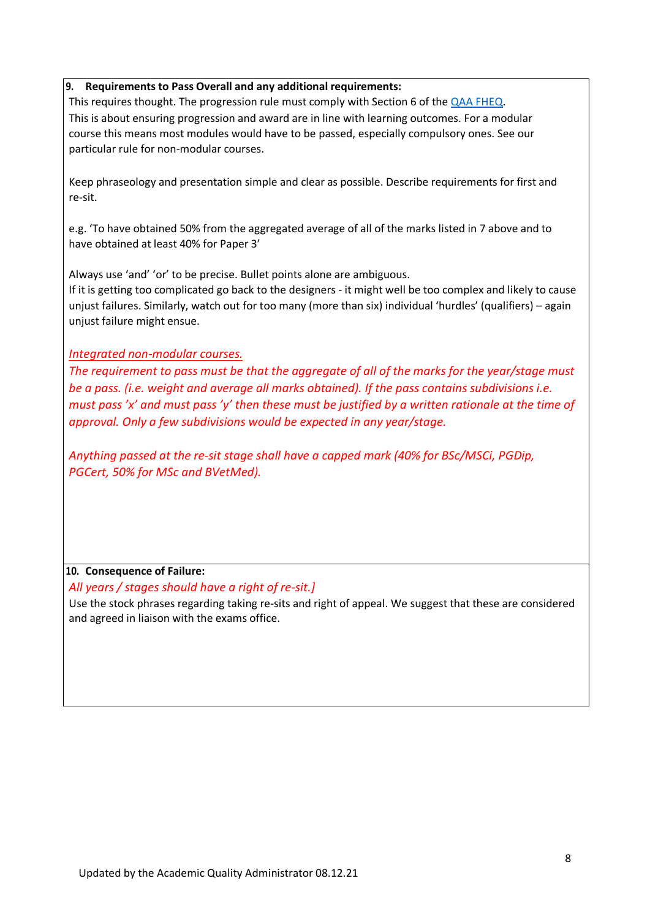**9. Requirements to Pass Overall and any additional requirements:**

This requires thought. The progression rule must comply with Section 6 of the [QAA FHEQ](QAA FHEQ).
This is about ensuring progression and award are in line with learning outcomes. For a modular course this means most modules would have to be passed, especially compulsory ones. See our particular rule for non-modular courses.

Keep phraseology and presentation simple and clear as possible. Describe requirements for first and re-sit.

e.g. 'To have obtained 50% from the aggregated average of all of the marks listed in 7 above and to have obtained at least 40% for Paper 3'

Always use 'and' 'or' to be precise. Bullet points alone are ambiguous.
If it is getting too complicated go back to the designers - it might well be too complex and likely to cause unjust failures. Similarly, watch out for too many (more than six) individual 'hurdles' (qualifiers) – again unjust failure might ensue.

*Integrated non-modular courses.*
*The requirement to pass must be that the aggregate of all of the marks for the year/stage must be a pass. (i.e. weight and average all marks obtained). If the pass contains subdivisions i.e. must pass 'x' and must pass 'y' then these must be justified by a written rationale at the time of approval. Only a few subdivisions would be expected in any year/stage.*

*Anything passed at the re-sit stage shall have a capped mark (40% for BSc/MSCi, PGDip, PGCert, 50% for MSc and BVetMed).*

**10. Consequence of Failure:**

*All years / stages should have a right of re-sit.]*
Use the stock phrases regarding taking re-sits and right of appeal. We suggest that these are considered and agreed in liaison with the exams office.

Updated by the Academic Quality Administrator 08.12.21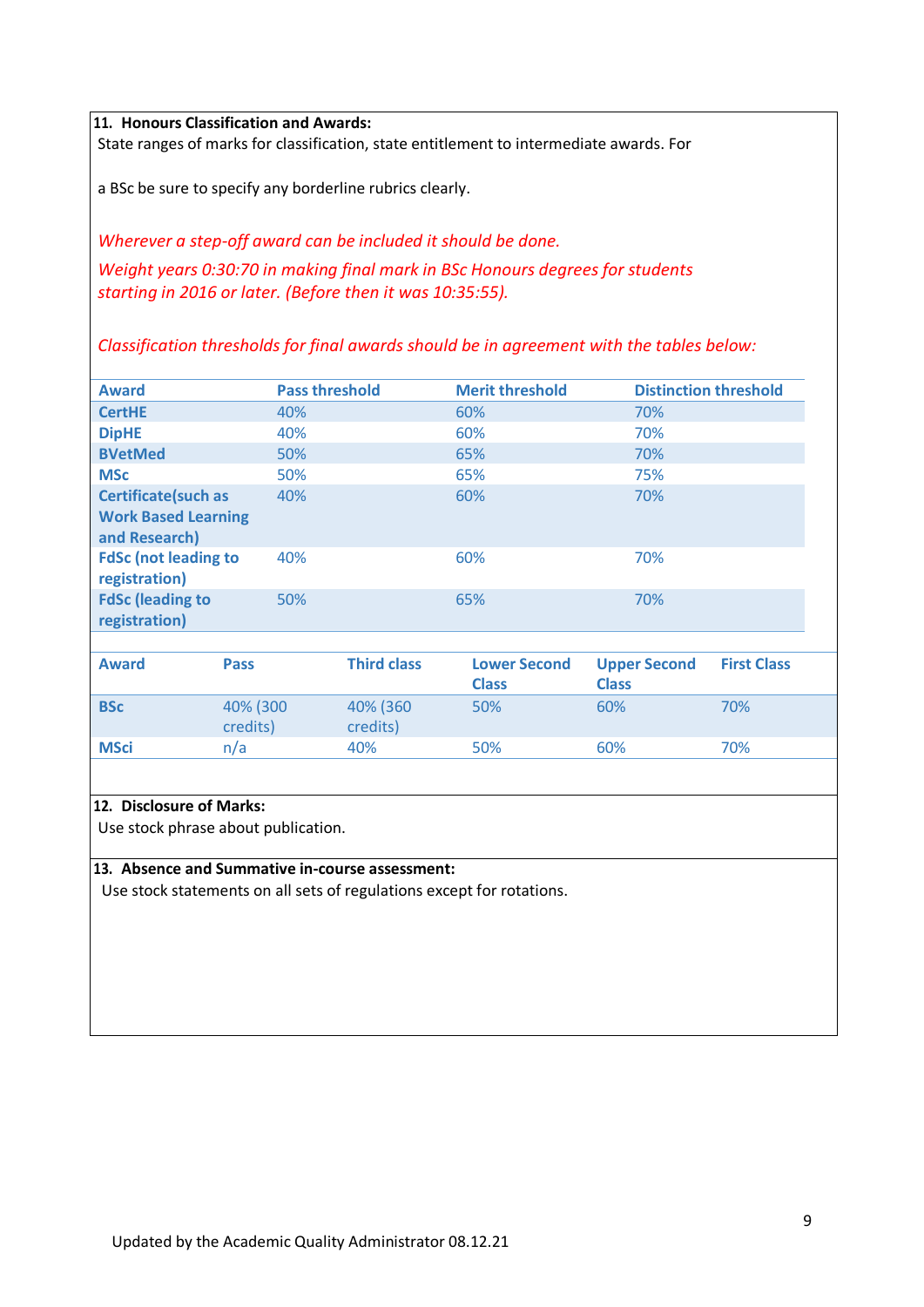**11. Honours Classification and Awards:**

State ranges of marks for classification, state entitlement to intermediate awards. For

a BSc be sure to specify any borderline rubrics clearly.

*Wherever a step-off award can be included it should be done.*

*Weight years 0:30:70 in making final mark in BSc Honours degrees for students starting in 2016 or later. (Before then it was 10:35:55).*

*Classification thresholds for final awards should be in agreement with the tables below:*

| Award | Pass threshold | Merit threshold | Distinction threshold |
|---|---|---|---|
| **CertHE** | 40% | 60% | 70% |
| **DipHE** | 40% | 60% | 70% |
| **BVetMed** | 50% | 65% | 70% |
| **MSc** | 50% | 65% | 75% |
| **Certificate(such as Work Based Learning and Research)** | 40% | 60% | 70% |
| **FdSc (not leading to registration)** | 40% | 60% | 70% |
| **FdSc (leading to registration)** | 50% | 65% | 70% |

| Award | Pass | Third class | Lower Second Class | Upper Second Class | First Class |
|---|---|---|---|---|---|
| **BSc** | 40% (300 credits) | 40% (360 credits) | 50% | 60% | 70% |
| **MSci** | n/a | 40% | 50% | 60% | 70% |

**12. Disclosure of Marks:**

Use stock phrase about publication.

**13. Absence and Summative in-course assessment:**

Use stock statements on all sets of regulations except for rotations.

Updated by the Academic Quality Administrator 08.12.21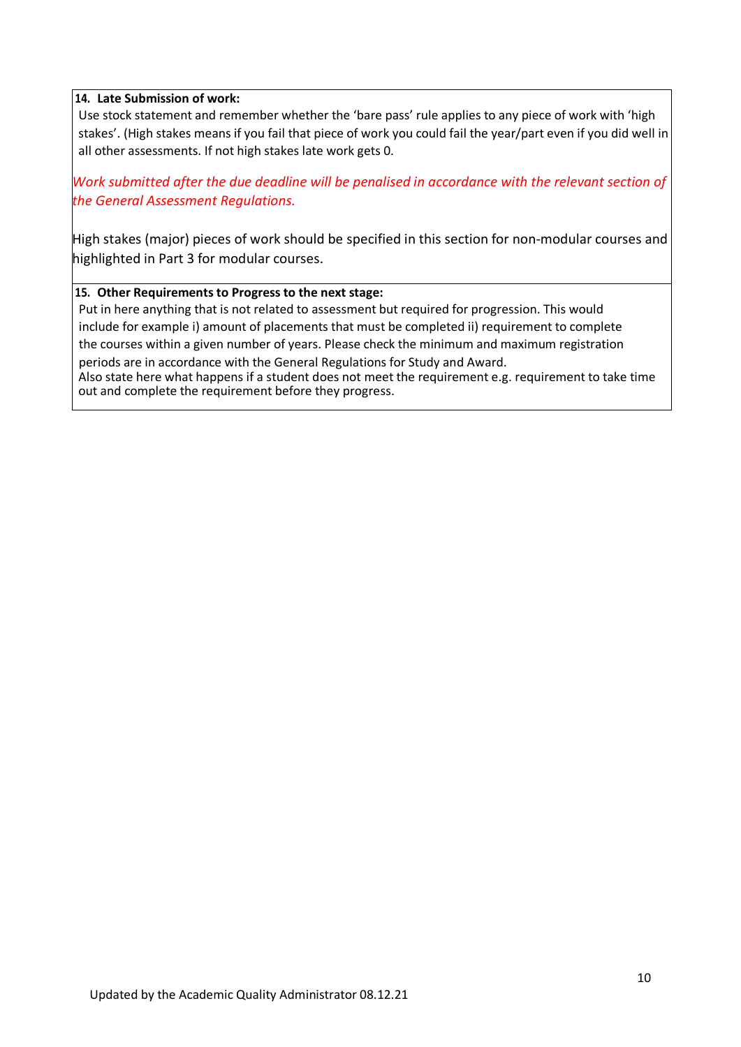**14. Late Submission of work:**

Use stock statement and remember whether the 'bare pass' rule applies to any piece of work with 'high stakes'. (High stakes means if you fail that piece of work you could fail the year/part even if you did well in all other assessments. If not high stakes late work gets 0.

*Work submitted after the due deadline will be penalised in accordance with the relevant section of the General Assessment Regulations.*

High stakes (major) pieces of work should be specified in this section for non-modular courses and highlighted in Part 3 for modular courses.

**15. Other Requirements to Progress to the next stage:**

Put in here anything that is not related to assessment but required for progression. This would include for example i) amount of placements that must be completed ii) requirement to complete the courses within a given number of years. Please check the minimum and maximum registration periods are in accordance with the General Regulations for Study and Award.

Also state here what happens if a student does not meet the requirement e.g. requirement to take time out and complete the requirement before they progress.

Updated by the Academic Quality Administrator 08.12.21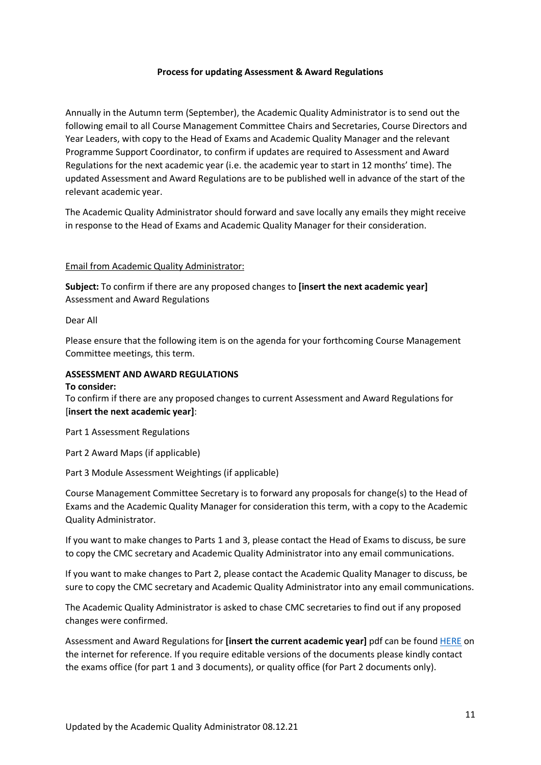**Process for updating Assessment & Award Regulations**

Annually in the Autumn term (September), the Academic Quality Administrator is to send out the following email to all Course Management Committee Chairs and Secretaries, Course Directors and Year Leaders, with copy to the Head of Exams and Academic Quality Manager and the relevant Programme Support Coordinator, to confirm if updates are required to Assessment and Award Regulations for the next academic year (i.e. the academic year to start in 12 months' time). The updated Assessment and Award Regulations are to be published well in advance of the start of the relevant academic year.

The Academic Quality Administrator should forward and save locally any emails they might receive in response to the Head of Exams and Academic Quality Manager for their consideration.

<u>Email from Academic Quality Administrator:</u>

**Subject:** To confirm if there are any proposed changes to **[insert the next academic year]** Assessment and Award Regulations

Dear All

Please ensure that the following item is on the agenda for your forthcoming Course Management Committee meetings, this term.

**ASSESSMENT AND AWARD REGULATIONS**
**To consider:**
To confirm if there are any proposed changes to current Assessment and Award Regulations for [**insert the next academic year]**:

Part 1 Assessment Regulations

Part 2 Award Maps (if applicable)

Part 3 Module Assessment Weightings (if applicable)

Course Management Committee Secretary is to forward any proposals for change(s) to the Head of Exams and the Academic Quality Manager for consideration this term, with a copy to the Academic Quality Administrator.

If you want to make changes to Parts 1 and 3, please contact the Head of Exams to discuss, be sure to copy the CMC secretary and Academic Quality Administrator into any email communications.

If you want to make changes to Part 2, please contact the Academic Quality Manager to discuss, be sure to copy the CMC secretary and Academic Quality Administrator into any email communications.

The Academic Quality Administrator is asked to chase CMC secretaries to find out if any proposed changes were confirmed.

Assessment and Award Regulations for **[insert the current academic year]** pdf can be found HERE on the internet for reference. If you require editable versions of the documents please kindly contact the exams office (for part 1 and 3 documents), or quality office (for Part 2 documents only).

Updated by the Academic Quality Administrator 08.12.21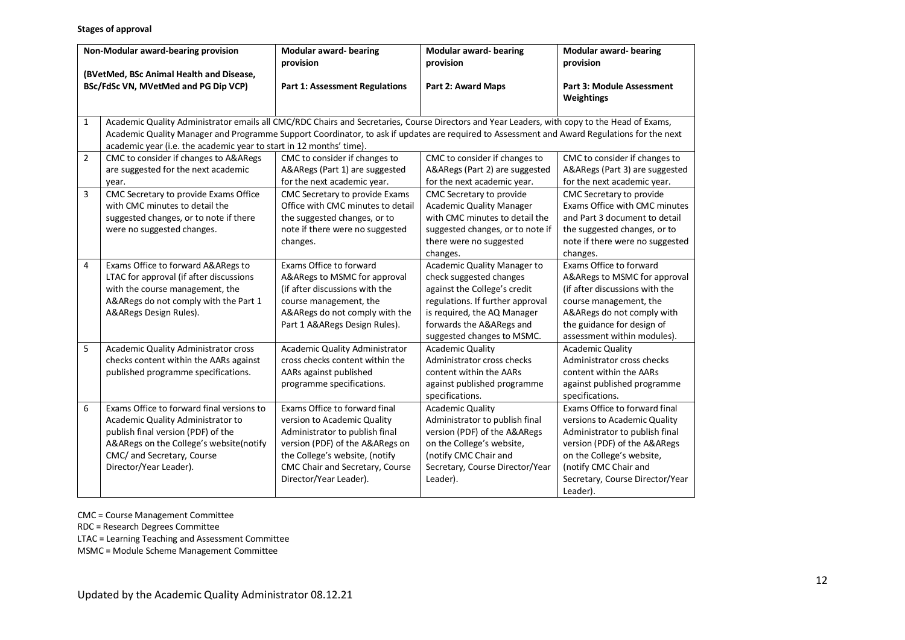**Stages of approval**

| | Non-Modular award-bearing provision<br><br>(BVetMed, BSc Animal Health and Disease, BSc/FdSc VN, MVetMed and PG Dip VCP) | Modular award- bearing provision<br><br>Part 1: Assessment Regulations | Modular award- bearing provision<br><br>Part 2: Award Maps | Modular award- bearing provision<br><br>Part 3: Module Assessment Weightings |
|---|---|---|---|---|
| 1 | Academic Quality Administrator emails all CMC/RDC Chairs and Secretaries, Course Directors and Year Leaders, with copy to the Head of Exams, Academic Quality Manager and Programme Support Coordinator, to ask if updates are required to Assessment and Award Regulations for the next academic year (i.e. the academic year to start in 12 months' time). | | | |
| 2 | CMC to consider if changes to A&ARegs are suggested for the next academic year. | CMC to consider if changes to A&ARegs (Part 1) are suggested for the next academic year. | CMC to consider if changes to A&ARegs (Part 2) are suggested for the next academic year. | CMC to consider if changes to A&ARegs (Part 3) are suggested for the next academic year. |
| 3 | CMC Secretary to provide Exams Office with CMC minutes to detail the suggested changes, or to note if there were no suggested changes. | CMC Secretary to provide Exams Office with CMC minutes to detail the suggested changes, or to note if there were no suggested changes. | CMC Secretary to provide Academic Quality Manager with CMC minutes to detail the suggested changes, or to note if there were no suggested changes. | CMC Secretary to provide Exams Office with CMC minutes and Part 3 document to detail the suggested changes, or to note if there were no suggested changes. |
| 4 | Exams Office to forward A&ARegs to LTAC for approval (if after discussions with the course management, the A&ARegs do not comply with the Part 1 A&ARegs Design Rules). | Exams Office to forward A&ARegs to MSMC for approval (if after discussions with the course management, the A&ARegs do not comply with the Part 1 A&ARegs Design Rules). | Academic Quality Manager to check suggested changes against the College's credit regulations. If further approval is required, the AQ Manager forwards the A&ARegs and suggested changes to MSMC. | Exams Office to forward A&ARegs to MSMC for approval (if after discussions with the course management, the A&ARegs do not comply with the guidance for design of assessment within modules). |
| 5 | Academic Quality Administrator cross checks content within the AARs against published programme specifications. | Academic Quality Administrator cross checks content within the AARs against published programme specifications. | Academic Quality Administrator cross checks content within the AARs against published programme specifications. | Academic Quality Administrator cross checks content within the AARs against published programme specifications. |
| 6 | Exams Office to forward final versions to Academic Quality Administrator to publish final version (PDF) of the A&ARegs on the College's website(notify CMC/ and Secretary, Course Director/Year Leader). | Exams Office to forward final version to Academic Quality Administrator to publish final version (PDF) of the A&ARegs on the College's website, (notify CMC Chair and Secretary, Course Director/Year Leader). | Academic Quality Administrator to publish final version (PDF) of the A&ARegs on the College's website, (notify CMC Chair and Secretary, Course Director/Year Leader). | Exams Office to forward final versions to Academic Quality Administrator to publish final version (PDF) of the A&ARegs on the College's website, (notify CMC Chair and Secretary, Course Director/Year Leader). |

CMC = Course Management Committee

RDC = Research Degrees Committee

LTAC = Learning Teaching and Assessment Committee

MSMC = Module Scheme Management Committee

Updated by the Academic Quality Administrator 08.12.21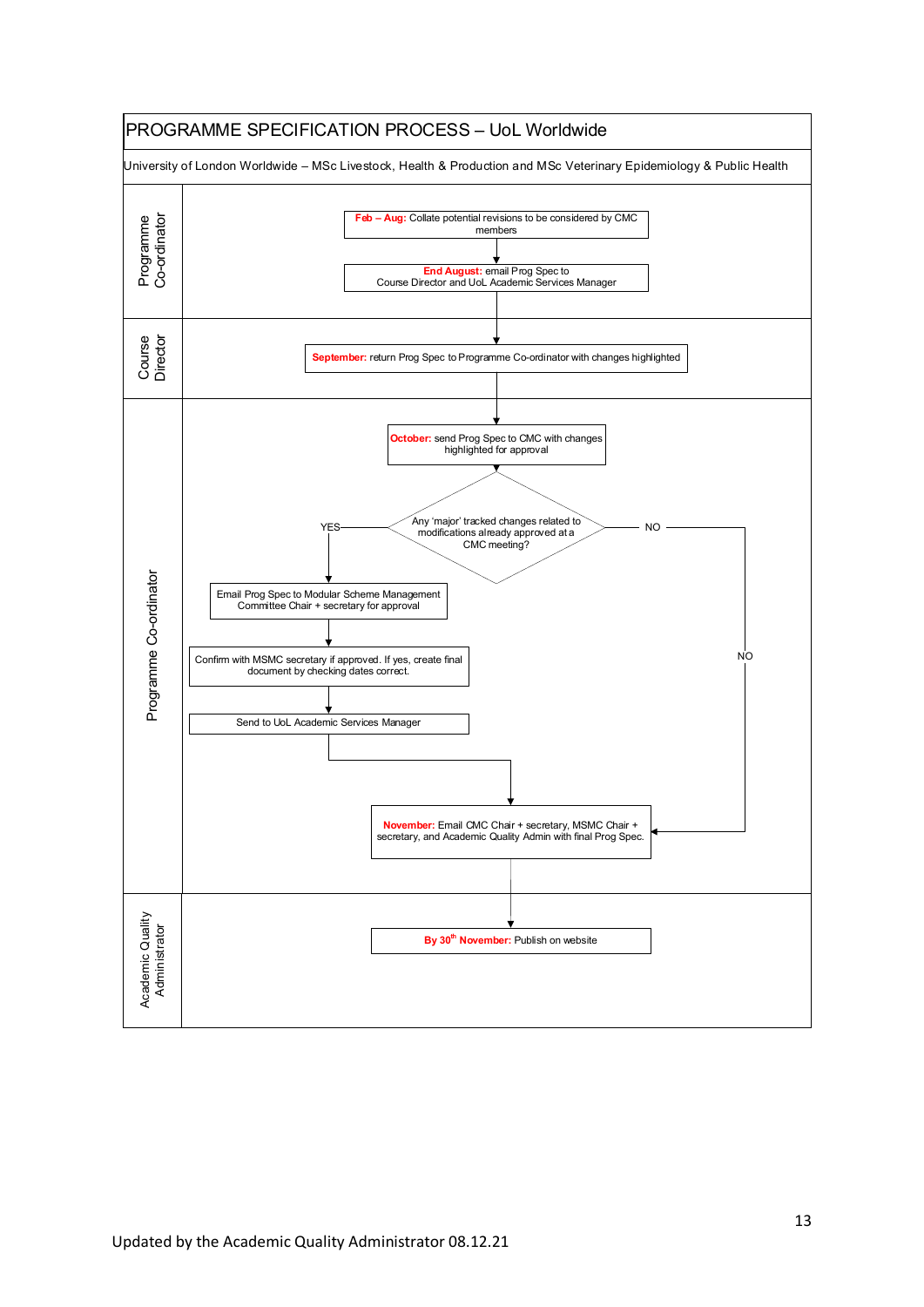# PROGRAMME SPECIFICATION PROCESS – UoL Worldwide

University of London Worldwide – MSc Livestock, Health & Production and MSc Veterinary Epidemiology & Public Health

Programme Co-ordinator

**Feb – Aug:** Collate potential revisions to be considered by CMC members

**End August:** email Prog Spec to Course Director and UoL Academic Services Manager

Course Director

**September:** return Prog Spec to Programme Co-ordinator with changes highlighted

Programme Co-ordinator

**October:** send Prog Spec to CMC with changes highlighted for approval

Any 'major' tracked changes related to modifications already approved at a CMC meeting?

YES

Email Prog Spec to Modular Scheme Management Committee Chair + secretary for approval

Confirm with MSMC secretary if approved. If yes, create final document by checking dates correct.

Send to UoL Academic Services Manager

NO

NO

**November:** Email CMC Chair + secretary, MSMC Chair + secretary, and Academic Quality Admin with final Prog Spec.

Academic Quality Administrator

**By 30th November:** Publish on website

Updated by the Academic Quality Administrator 08.12.21